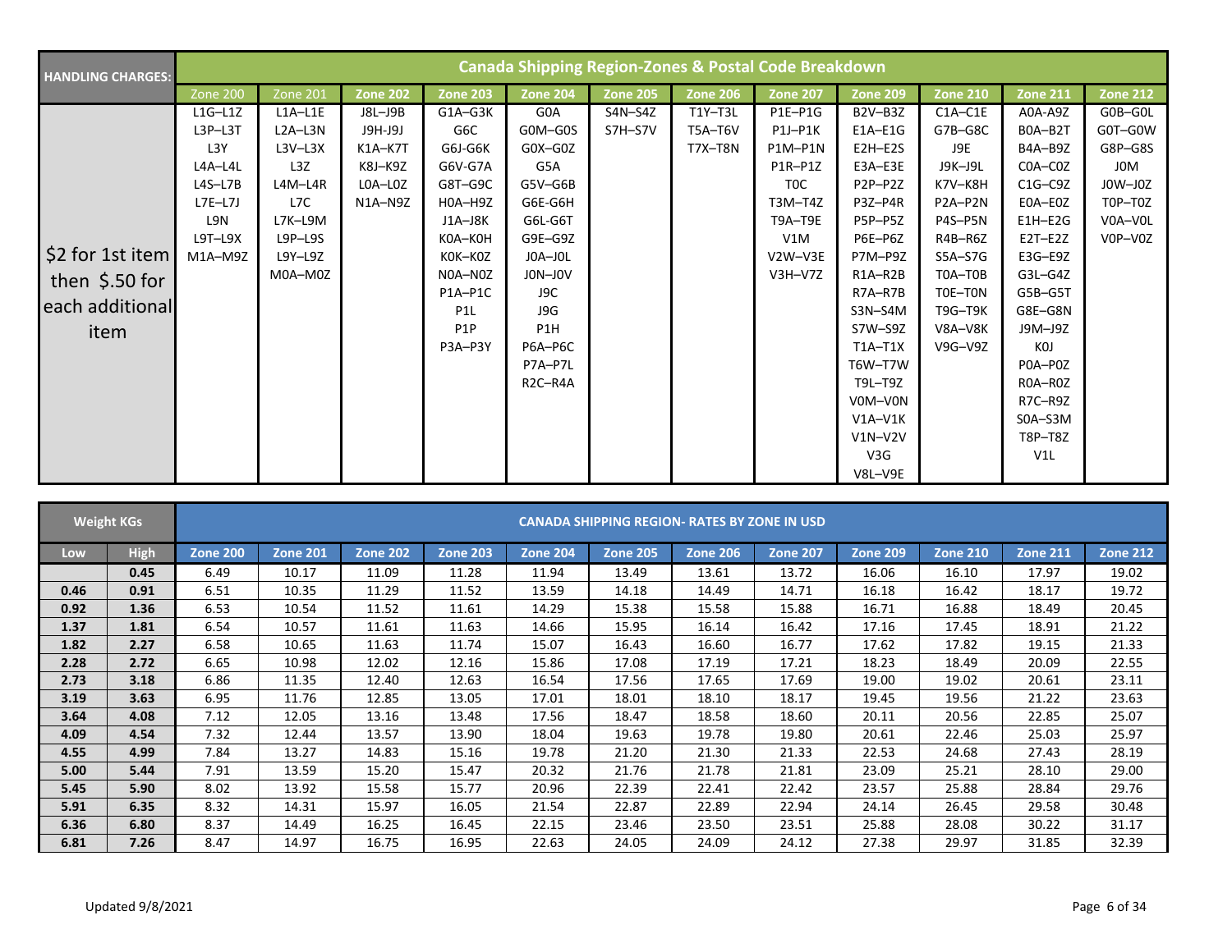| HANDLING CHARGES: | Canada Shipping Region-Zones & Postal Code Breakdown | | | | | | | | | | | |
|---|---|---|---|---|---|---|---|---|---|---|---|---|
| | Zone 200 | Zone 201 | Zone 202 | Zone 203 | Zone 204 | Zone 205 | Zone 206 | Zone 207 | Zone 209 | Zone 210 | Zone 211 | Zone 212 |
| $2 for 1st item then $.50 for each additional item | L1G–L1Z | L1A–L1E | J8L–J9B | G1A–G3K | G0A | S4N–S4Z | T1Y–T3L | P1E–P1G | B2V–B3Z | C1A–C1E | A0A–A9Z | G0B–G0L |
| | L3P–L3T | L2A–L3N | J9H-J9J | G6C | G0M–G0S | S7H–S7V | T5A–T6V | P1J–P1K | E1A–E1G | G7B–G8C | B0A–B2T | G0T–G0W |
| | L3Y | L3V–L3X | K1A–K7T | G6J-G6K | G0X–G0Z | | T7X–T8N | P1M–P1N | E2H–E2S | J9E | B4A–B9Z | G8P–G8S |
| | L4A–L4L | L3Z | K8J–K9Z | G6V-G7A | G5A | | | P1R–P1Z | E3A–E3E | J9K–J9L | C0A–C0Z | J0M |
| | L4S–L7B | L4M–L4R | L0A–L0Z | G8T–G9C | G5V–G6B | | | T0C | P2P–P2Z | K7V–K8H | C1G–C9Z | J0W–J0Z |
| | L7E–L7J | L7C | N1A–N9Z | H0A–H9Z | G6E-G6H | | | T3M–T4Z | P3Z–P4R | P2A–P2N | E0A–E0Z | T0P–T0Z |
| | L9N | L7K–L9M | | J1A–J8K | G6L-G6T | | | T9A–T9E | P5P–P5Z | P4S–P5N | E1H–E2G | V0A–V0L |
| | L9T–L9X | L9P–L9S | | K0A–K0H | G9E–G9Z | | | V1M | P6E–P6Z | R4B–R6Z | E2T–E2Z | V0P–V0Z |
| | M1A–M9Z | L9Y–L9Z | | K0K–K0Z | J0A–J0L | | | V2W–V3E | P7M–P9Z | S5A–S7G | E3G–E9Z | |
| | | M0A–M0Z | | N0A–N0Z | J0N–J0V | | | V3H–V7Z | R1A–R2B | T0A–T0B | G3L–G4Z | |
| | | | | P1A–P1C | J9C | | | | R7A–R7B | T0E–T0N | G5B–G5T | |
| | | | | P1L | J9G | | | | S3N–S4M | T9G–T9K | G8E–G8N | |
| | | | | P1P | P1H | | | | S7W–S9Z | V8A–V8K | J9M–J9Z | |
| | | | | P3A–P3Y | P6A–P6C | | | | T1A–T1X | V9G–V9Z | K0J | |
| | | | | | P7A–P7L | | | | T6W–T7W | | P0A–P0Z | |
| | | | | | R2C–R4A | | | | T9L–T9Z | | R0A–R0Z | |
| | | | | | | | | | V0M–V0N | | R7C–R9Z | |
| | | | | | | | | | V1A–V1K | | S0A–S3M | |
| | | | | | | | | | V1N–V2V | | T8P–T8Z | |
| | | | | | | | | | V3G | | V1L | |
| | | | | | | | | | V8L–V9E | | | |

| Weight KGs | | CANADA SHIPPING REGION- RATES BY ZONE IN USD | | | | | | | | | | | |
|---|---|---|---|---|---|---|---|---|---|---|---|---|---|
| **Low** | **High** | **Zone 200** | **Zone 201** | **Zone 202** | **Zone 203** | **Zone 204** | **Zone 205** | **Zone 206** | **Zone 207** | **Zone 209** | **Zone 210** | **Zone 211** | **Zone 212** |
| | **0.45** | 6.49 | 10.17 | 11.09 | 11.28 | 11.94 | 13.49 | 13.61 | 13.72 | 16.06 | 16.10 | 17.97 | 19.02 |
| **0.46** | **0.91** | 6.51 | 10.35 | 11.29 | 11.52 | 13.59 | 14.18 | 14.49 | 14.71 | 16.18 | 16.42 | 18.17 | 19.72 |
| **0.92** | **1.36** | 6.53 | 10.54 | 11.52 | 11.61 | 14.29 | 15.38 | 15.58 | 15.88 | 16.71 | 16.88 | 18.49 | 20.45 |
| **1.37** | **1.81** | 6.54 | 10.57 | 11.61 | 11.63 | 14.66 | 15.95 | 16.14 | 16.42 | 17.16 | 17.45 | 18.91 | 21.22 |
| **1.82** | **2.27** | 6.58 | 10.65 | 11.63 | 11.74 | 15.07 | 16.43 | 16.60 | 16.77 | 17.62 | 17.82 | 19.15 | 21.33 |
| **2.28** | **2.72** | 6.65 | 10.98 | 12.02 | 12.16 | 15.86 | 17.08 | 17.19 | 17.21 | 18.23 | 18.49 | 20.09 | 22.55 |
| **2.73** | **3.18** | 6.86 | 11.35 | 12.40 | 12.63 | 16.54 | 17.56 | 17.65 | 17.69 | 19.00 | 19.02 | 20.61 | 23.11 |
| **3.19** | **3.63** | 6.95 | 11.76 | 12.85 | 13.05 | 17.01 | 18.01 | 18.10 | 18.17 | 19.45 | 19.56 | 21.22 | 23.63 |
| **3.64** | **4.08** | 7.12 | 12.05 | 13.16 | 13.48 | 17.56 | 18.47 | 18.58 | 18.60 | 20.11 | 20.56 | 22.85 | 25.07 |
| **4.09** | **4.54** | 7.32 | 12.44 | 13.57 | 13.90 | 18.04 | 19.63 | 19.78 | 19.80 | 20.61 | 22.46 | 25.03 | 25.97 |
| **4.55** | **4.99** | 7.84 | 13.27 | 14.83 | 15.16 | 19.78 | 21.20 | 21.30 | 21.33 | 22.53 | 24.68 | 27.43 | 28.19 |
| **5.00** | **5.44** | 7.91 | 13.59 | 15.20 | 15.47 | 20.32 | 21.76 | 21.78 | 21.81 | 23.09 | 25.21 | 28.10 | 29.00 |
| **5.45** | **5.90** | 8.02 | 13.92 | 15.58 | 15.77 | 20.96 | 22.39 | 22.41 | 22.42 | 23.57 | 25.88 | 28.84 | 29.76 |
| **5.91** | **6.35** | 8.32 | 14.31 | 15.97 | 16.05 | 21.54 | 22.87 | 22.89 | 22.94 | 24.14 | 26.45 | 29.58 | 30.48 |
| **6.36** | **6.80** | 8.37 | 14.49 | 16.25 | 16.45 | 22.15 | 23.46 | 23.50 | 23.51 | 25.88 | 28.08 | 30.22 | 31.17 |
| **6.81** | **7.26** | 8.47 | 14.97 | 16.75 | 16.95 | 22.63 | 24.05 | 24.09 | 24.12 | 27.38 | 29.97 | 31.85 | 32.39 |

Updated 9/8/2021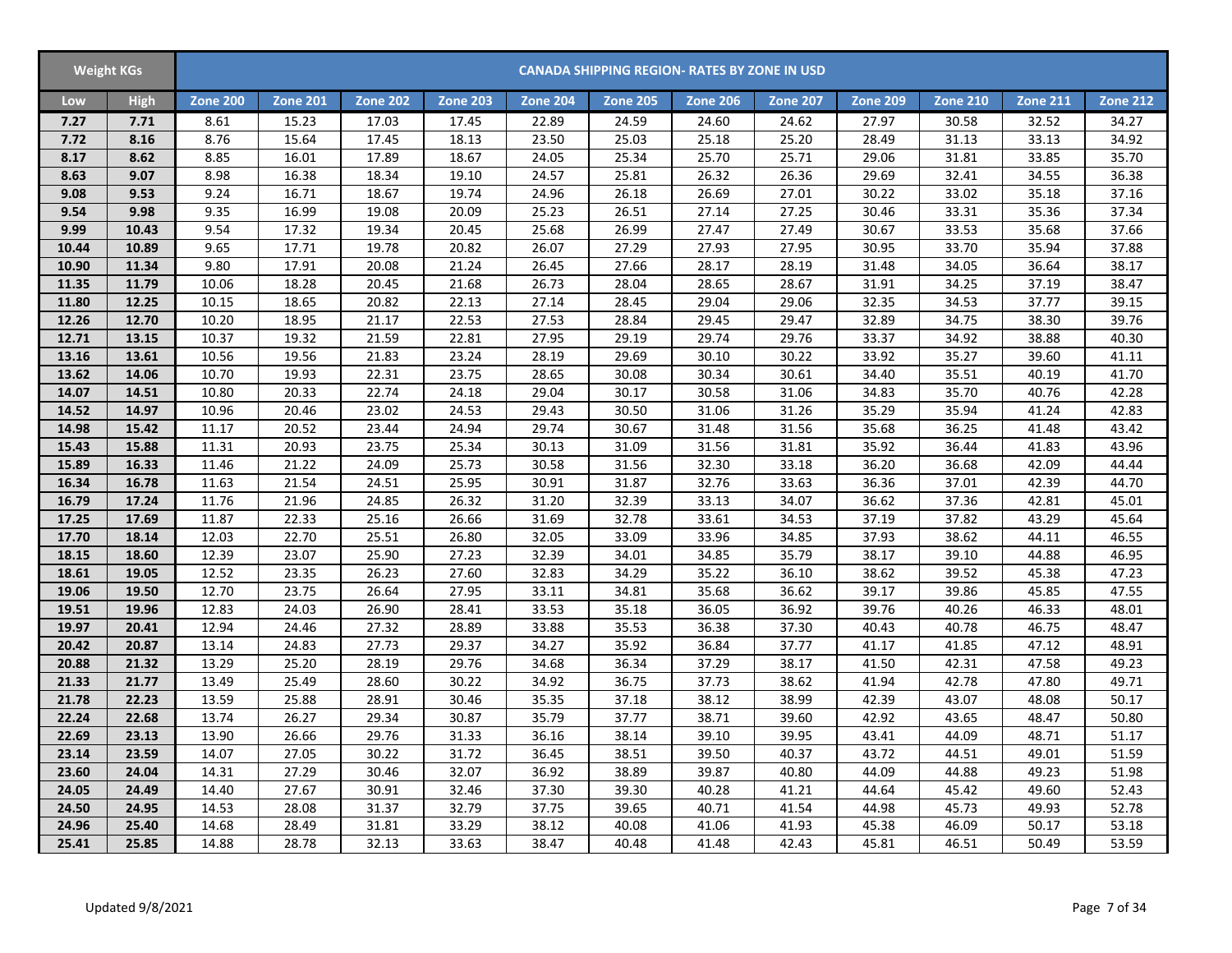| Weight KGs | | CANADA SHIPPING REGION- RATES BY ZONE IN USD | | | | | | | | | | | |
|---|---|---|---|---|---|---|---|---|---|---|---|---|---|
| Low | High | Zone 200 | Zone 201 | Zone 202 | Zone 203 | Zone 204 | Zone 205 | Zone 206 | Zone 207 | Zone 209 | Zone 210 | Zone 211 | Zone 212 |
| 7.27 | 7.71 | 8.61 | 15.23 | 17.03 | 17.45 | 22.89 | 24.59 | 24.60 | 24.62 | 27.97 | 30.58 | 32.52 | 34.27 |
| 7.72 | 8.16 | 8.76 | 15.64 | 17.45 | 18.13 | 23.50 | 25.03 | 25.18 | 25.20 | 28.49 | 31.13 | 33.13 | 34.92 |
| 8.17 | 8.62 | 8.85 | 16.01 | 17.89 | 18.67 | 24.05 | 25.34 | 25.70 | 25.71 | 29.06 | 31.81 | 33.85 | 35.70 |
| 8.63 | 9.07 | 8.98 | 16.38 | 18.34 | 19.10 | 24.57 | 25.81 | 26.32 | 26.36 | 29.69 | 32.41 | 34.55 | 36.38 |
| 9.08 | 9.53 | 9.24 | 16.71 | 18.67 | 19.74 | 24.96 | 26.18 | 26.69 | 27.01 | 30.22 | 33.02 | 35.18 | 37.16 |
| 9.54 | 9.98 | 9.35 | 16.99 | 19.08 | 20.09 | 25.23 | 26.51 | 27.14 | 27.25 | 30.46 | 33.31 | 35.36 | 37.34 |
| 9.99 | 10.43 | 9.54 | 17.32 | 19.34 | 20.45 | 25.68 | 26.99 | 27.47 | 27.49 | 30.67 | 33.53 | 35.68 | 37.66 |
| 10.44 | 10.89 | 9.65 | 17.71 | 19.78 | 20.82 | 26.07 | 27.29 | 27.93 | 27.95 | 30.95 | 33.70 | 35.94 | 37.88 |
| 10.90 | 11.34 | 9.80 | 17.91 | 20.08 | 21.24 | 26.45 | 27.66 | 28.17 | 28.19 | 31.48 | 34.05 | 36.64 | 38.17 |
| 11.35 | 11.79 | 10.06 | 18.28 | 20.45 | 21.68 | 26.73 | 28.04 | 28.65 | 28.67 | 31.91 | 34.25 | 37.19 | 38.47 |
| 11.80 | 12.25 | 10.15 | 18.65 | 20.82 | 22.13 | 27.14 | 28.45 | 29.04 | 29.06 | 32.35 | 34.53 | 37.77 | 39.15 |
| 12.26 | 12.70 | 10.20 | 18.95 | 21.17 | 22.53 | 27.53 | 28.84 | 29.45 | 29.47 | 32.89 | 34.75 | 38.30 | 39.76 |
| 12.71 | 13.15 | 10.37 | 19.32 | 21.59 | 22.81 | 27.95 | 29.19 | 29.74 | 29.76 | 33.37 | 34.92 | 38.88 | 40.30 |
| 13.16 | 13.61 | 10.56 | 19.56 | 21.83 | 23.24 | 28.19 | 29.69 | 30.10 | 30.22 | 33.92 | 35.27 | 39.60 | 41.11 |
| 13.62 | 14.06 | 10.70 | 19.93 | 22.31 | 23.75 | 28.65 | 30.08 | 30.34 | 30.61 | 34.40 | 35.51 | 40.19 | 41.70 |
| 14.07 | 14.51 | 10.80 | 20.33 | 22.74 | 24.18 | 29.04 | 30.17 | 30.58 | 31.06 | 34.83 | 35.70 | 40.76 | 42.28 |
| 14.52 | 14.97 | 10.96 | 20.46 | 23.02 | 24.53 | 29.43 | 30.50 | 31.06 | 31.26 | 35.29 | 35.94 | 41.24 | 42.83 |
| 14.98 | 15.42 | 11.17 | 20.52 | 23.44 | 24.94 | 29.74 | 30.67 | 31.48 | 31.56 | 35.68 | 36.25 | 41.48 | 43.42 |
| 15.43 | 15.88 | 11.31 | 20.93 | 23.75 | 25.34 | 30.13 | 31.09 | 31.56 | 31.81 | 35.92 | 36.44 | 41.83 | 43.96 |
| 15.89 | 16.33 | 11.46 | 21.22 | 24.09 | 25.73 | 30.58 | 31.56 | 32.30 | 33.18 | 36.20 | 36.68 | 42.09 | 44.44 |
| 16.34 | 16.78 | 11.63 | 21.54 | 24.51 | 25.95 | 30.91 | 31.87 | 32.76 | 33.63 | 36.36 | 37.01 | 42.39 | 44.70 |
| 16.79 | 17.24 | 11.76 | 21.96 | 24.85 | 26.32 | 31.20 | 32.39 | 33.13 | 34.07 | 36.62 | 37.36 | 42.81 | 45.01 |
| 17.25 | 17.69 | 11.87 | 22.33 | 25.16 | 26.66 | 31.69 | 32.78 | 33.61 | 34.53 | 37.19 | 37.82 | 43.29 | 45.64 |
| 17.70 | 18.14 | 12.03 | 22.70 | 25.51 | 26.80 | 32.05 | 33.09 | 33.96 | 34.85 | 37.93 | 38.62 | 44.11 | 46.55 |
| 18.15 | 18.60 | 12.39 | 23.07 | 25.90 | 27.23 | 32.39 | 34.01 | 34.85 | 35.79 | 38.17 | 39.10 | 44.88 | 46.95 |
| 18.61 | 19.05 | 12.52 | 23.35 | 26.23 | 27.60 | 32.83 | 34.29 | 35.22 | 36.10 | 38.62 | 39.52 | 45.38 | 47.23 |
| 19.06 | 19.50 | 12.70 | 23.75 | 26.64 | 27.95 | 33.11 | 34.81 | 35.68 | 36.62 | 39.17 | 39.86 | 45.85 | 47.55 |
| 19.51 | 19.96 | 12.83 | 24.03 | 26.90 | 28.41 | 33.53 | 35.18 | 36.05 | 36.92 | 39.76 | 40.26 | 46.33 | 48.01 |
| 19.97 | 20.41 | 12.94 | 24.46 | 27.32 | 28.89 | 33.88 | 35.53 | 36.38 | 37.30 | 40.43 | 40.78 | 46.75 | 48.47 |
| 20.42 | 20.87 | 13.14 | 24.83 | 27.73 | 29.37 | 34.27 | 35.92 | 36.84 | 37.77 | 41.17 | 41.85 | 47.12 | 48.91 |
| 20.88 | 21.32 | 13.29 | 25.20 | 28.19 | 29.76 | 34.68 | 36.34 | 37.29 | 38.17 | 41.50 | 42.31 | 47.58 | 49.23 |
| 21.33 | 21.77 | 13.49 | 25.49 | 28.60 | 30.22 | 34.92 | 36.75 | 37.73 | 38.62 | 41.94 | 42.78 | 47.80 | 49.71 |
| 21.78 | 22.23 | 13.59 | 25.88 | 28.91 | 30.46 | 35.35 | 37.18 | 38.12 | 38.99 | 42.39 | 43.07 | 48.08 | 50.17 |
| 22.24 | 22.68 | 13.74 | 26.27 | 29.34 | 30.87 | 35.79 | 37.77 | 38.71 | 39.60 | 42.92 | 43.65 | 48.47 | 50.80 |
| 22.69 | 23.13 | 13.90 | 26.66 | 29.76 | 31.33 | 36.16 | 38.14 | 39.10 | 39.95 | 43.41 | 44.09 | 48.71 | 51.17 |
| 23.14 | 23.59 | 14.07 | 27.05 | 30.22 | 31.72 | 36.45 | 38.51 | 39.50 | 40.37 | 43.72 | 44.51 | 49.01 | 51.59 |
| 23.60 | 24.04 | 14.31 | 27.29 | 30.46 | 32.07 | 36.92 | 38.89 | 39.87 | 40.80 | 44.09 | 44.88 | 49.23 | 51.98 |
| 24.05 | 24.49 | 14.40 | 27.67 | 30.91 | 32.46 | 37.30 | 39.30 | 40.28 | 41.21 | 44.64 | 45.42 | 49.60 | 52.43 |
| 24.50 | 24.95 | 14.53 | 28.08 | 31.37 | 32.79 | 37.75 | 39.65 | 40.71 | 41.54 | 44.98 | 45.73 | 49.93 | 52.78 |
| 24.96 | 25.40 | 14.68 | 28.49 | 31.81 | 33.29 | 38.12 | 40.08 | 41.06 | 41.93 | 45.38 | 46.09 | 50.17 | 53.18 |
| 25.41 | 25.85 | 14.88 | 28.78 | 32.13 | 33.63 | 38.47 | 40.48 | 41.48 | 42.43 | 45.81 | 46.51 | 50.49 | 53.59 |

Updated 9/8/2021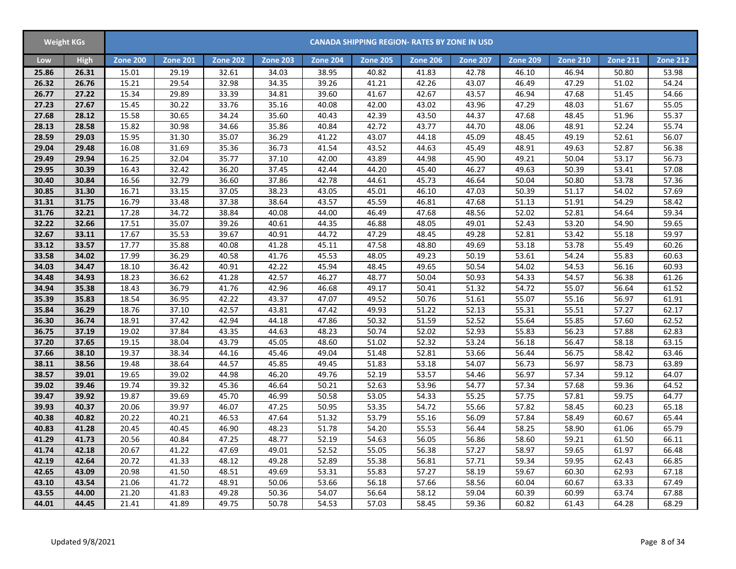| Weight KGs | | CANADA SHIPPING REGION- RATES BY ZONE IN USD | | | | | | | | | | | |
|---|---|---|---|---|---|---|---|---|---|---|---|---|---|
| Low | High | Zone 200 | Zone 201 | Zone 202 | Zone 203 | Zone 204 | Zone 205 | Zone 206 | Zone 207 | Zone 209 | Zone 210 | Zone 211 | Zone 212 |
| 25.86 | 26.31 | 15.01 | 29.19 | 32.61 | 34.03 | 38.95 | 40.82 | 41.83 | 42.78 | 46.10 | 46.94 | 50.80 | 53.98 |
| 26.32 | 26.76 | 15.21 | 29.54 | 32.98 | 34.35 | 39.26 | 41.21 | 42.26 | 43.07 | 46.49 | 47.29 | 51.02 | 54.24 |
| 26.77 | 27.22 | 15.34 | 29.89 | 33.39 | 34.81 | 39.60 | 41.67 | 42.67 | 43.57 | 46.94 | 47.68 | 51.45 | 54.66 |
| 27.23 | 27.67 | 15.45 | 30.22 | 33.76 | 35.16 | 40.08 | 42.00 | 43.02 | 43.96 | 47.29 | 48.03 | 51.67 | 55.05 |
| 27.68 | 28.12 | 15.58 | 30.65 | 34.24 | 35.60 | 40.43 | 42.39 | 43.50 | 44.37 | 47.68 | 48.45 | 51.96 | 55.37 |
| 28.13 | 28.58 | 15.82 | 30.98 | 34.66 | 35.86 | 40.84 | 42.72 | 43.77 | 44.70 | 48.06 | 48.91 | 52.24 | 55.74 |
| 28.59 | 29.03 | 15.95 | 31.30 | 35.07 | 36.29 | 41.22 | 43.07 | 44.18 | 45.09 | 48.45 | 49.19 | 52.61 | 56.07 |
| 29.04 | 29.48 | 16.08 | 31.69 | 35.36 | 36.73 | 41.54 | 43.52 | 44.63 | 45.49 | 48.91 | 49.63 | 52.87 | 56.38 |
| 29.49 | 29.94 | 16.25 | 32.04 | 35.77 | 37.10 | 42.00 | 43.89 | 44.98 | 45.90 | 49.21 | 50.04 | 53.17 | 56.73 |
| 29.95 | 30.39 | 16.43 | 32.42 | 36.20 | 37.45 | 42.44 | 44.20 | 45.40 | 46.27 | 49.63 | 50.39 | 53.41 | 57.08 |
| 30.40 | 30.84 | 16.56 | 32.79 | 36.60 | 37.86 | 42.78 | 44.61 | 45.73 | 46.64 | 50.04 | 50.80 | 53.78 | 57.36 |
| 30.85 | 31.30 | 16.71 | 33.15 | 37.05 | 38.23 | 43.05 | 45.01 | 46.10 | 47.03 | 50.39 | 51.17 | 54.02 | 57.69 |
| 31.31 | 31.75 | 16.79 | 33.48 | 37.38 | 38.64 | 43.57 | 45.59 | 46.81 | 47.68 | 51.13 | 51.91 | 54.29 | 58.42 |
| 31.76 | 32.21 | 17.28 | 34.72 | 38.84 | 40.08 | 44.00 | 46.49 | 47.68 | 48.56 | 52.02 | 52.81 | 54.64 | 59.34 |
| 32.22 | 32.66 | 17.51 | 35.07 | 39.26 | 40.61 | 44.35 | 46.88 | 48.05 | 49.01 | 52.43 | 53.20 | 54.90 | 59.65 |
| 32.67 | 33.11 | 17.67 | 35.53 | 39.67 | 40.91 | 44.72 | 47.29 | 48.45 | 49.28 | 52.81 | 53.42 | 55.18 | 59.97 |
| 33.12 | 33.57 | 17.77 | 35.88 | 40.08 | 41.28 | 45.11 | 47.58 | 48.80 | 49.69 | 53.18 | 53.78 | 55.49 | 60.26 |
| 33.58 | 34.02 | 17.99 | 36.29 | 40.58 | 41.76 | 45.53 | 48.05 | 49.23 | 50.19 | 53.61 | 54.24 | 55.83 | 60.63 |
| 34.03 | 34.47 | 18.10 | 36.42 | 40.91 | 42.22 | 45.94 | 48.45 | 49.65 | 50.54 | 54.02 | 54.53 | 56.16 | 60.93 |
| 34.48 | 34.93 | 18.23 | 36.62 | 41.28 | 42.57 | 46.27 | 48.77 | 50.04 | 50.93 | 54.33 | 54.57 | 56.38 | 61.26 |
| 34.94 | 35.38 | 18.43 | 36.79 | 41.76 | 42.96 | 46.68 | 49.17 | 50.41 | 51.32 | 54.72 | 55.07 | 56.64 | 61.52 |
| 35.39 | 35.83 | 18.54 | 36.95 | 42.22 | 43.37 | 47.07 | 49.52 | 50.76 | 51.61 | 55.07 | 55.16 | 56.97 | 61.91 |
| 35.84 | 36.29 | 18.76 | 37.10 | 42.57 | 43.81 | 47.42 | 49.93 | 51.22 | 52.13 | 55.31 | 55.51 | 57.27 | 62.17 |
| 36.30 | 36.74 | 18.91 | 37.42 | 42.94 | 44.18 | 47.86 | 50.32 | 51.59 | 52.52 | 55.64 | 55.85 | 57.60 | 62.52 |
| 36.75 | 37.19 | 19.02 | 37.84 | 43.35 | 44.63 | 48.23 | 50.74 | 52.02 | 52.93 | 55.83 | 56.23 | 57.88 | 62.83 |
| 37.20 | 37.65 | 19.15 | 38.04 | 43.79 | 45.05 | 48.60 | 51.02 | 52.32 | 53.24 | 56.18 | 56.47 | 58.18 | 63.15 |
| 37.66 | 38.10 | 19.37 | 38.34 | 44.16 | 45.46 | 49.04 | 51.48 | 52.81 | 53.66 | 56.44 | 56.75 | 58.42 | 63.46 |
| 38.11 | 38.56 | 19.48 | 38.64 | 44.57 | 45.85 | 49.45 | 51.83 | 53.18 | 54.07 | 56.73 | 56.97 | 58.73 | 63.89 |
| 38.57 | 39.01 | 19.65 | 39.02 | 44.98 | 46.20 | 49.76 | 52.19 | 53.57 | 54.46 | 56.97 | 57.34 | 59.12 | 64.07 |
| 39.02 | 39.46 | 19.74 | 39.32 | 45.36 | 46.64 | 50.21 | 52.63 | 53.96 | 54.77 | 57.34 | 57.68 | 59.36 | 64.52 |
| 39.47 | 39.92 | 19.87 | 39.69 | 45.70 | 46.99 | 50.58 | 53.05 | 54.33 | 55.25 | 57.75 | 57.81 | 59.75 | 64.77 |
| 39.93 | 40.37 | 20.06 | 39.97 | 46.07 | 47.25 | 50.95 | 53.35 | 54.72 | 55.66 | 57.82 | 58.45 | 60.23 | 65.18 |
| 40.38 | 40.82 | 20.22 | 40.21 | 46.53 | 47.64 | 51.32 | 53.79 | 55.16 | 56.09 | 57.84 | 58.49 | 60.67 | 65.44 |
| 40.83 | 41.28 | 20.45 | 40.45 | 46.90 | 48.23 | 51.78 | 54.20 | 55.53 | 56.44 | 58.25 | 58.90 | 61.06 | 65.79 |
| 41.29 | 41.73 | 20.56 | 40.84 | 47.25 | 48.77 | 52.19 | 54.63 | 56.05 | 56.86 | 58.60 | 59.21 | 61.50 | 66.11 |
| 41.74 | 42.18 | 20.67 | 41.22 | 47.69 | 49.01 | 52.52 | 55.05 | 56.38 | 57.27 | 58.97 | 59.65 | 61.97 | 66.48 |
| 42.19 | 42.64 | 20.72 | 41.33 | 48.12 | 49.28 | 52.89 | 55.38 | 56.81 | 57.71 | 59.34 | 59.95 | 62.43 | 66.85 |
| 42.65 | 43.09 | 20.98 | 41.50 | 48.51 | 49.69 | 53.31 | 55.83 | 57.27 | 58.19 | 59.67 | 60.30 | 62.93 | 67.18 |
| 43.10 | 43.54 | 21.06 | 41.72 | 48.91 | 50.06 | 53.66 | 56.18 | 57.66 | 58.56 | 60.04 | 60.67 | 63.33 | 67.49 |
| 43.55 | 44.00 | 21.20 | 41.83 | 49.28 | 50.36 | 54.07 | 56.64 | 58.12 | 59.04 | 60.39 | 60.99 | 63.74 | 67.88 |
| 44.01 | 44.45 | 21.41 | 41.89 | 49.75 | 50.78 | 54.53 | 57.03 | 58.45 | 59.36 | 60.82 | 61.43 | 64.28 | 68.29 |

Updated 9/8/2021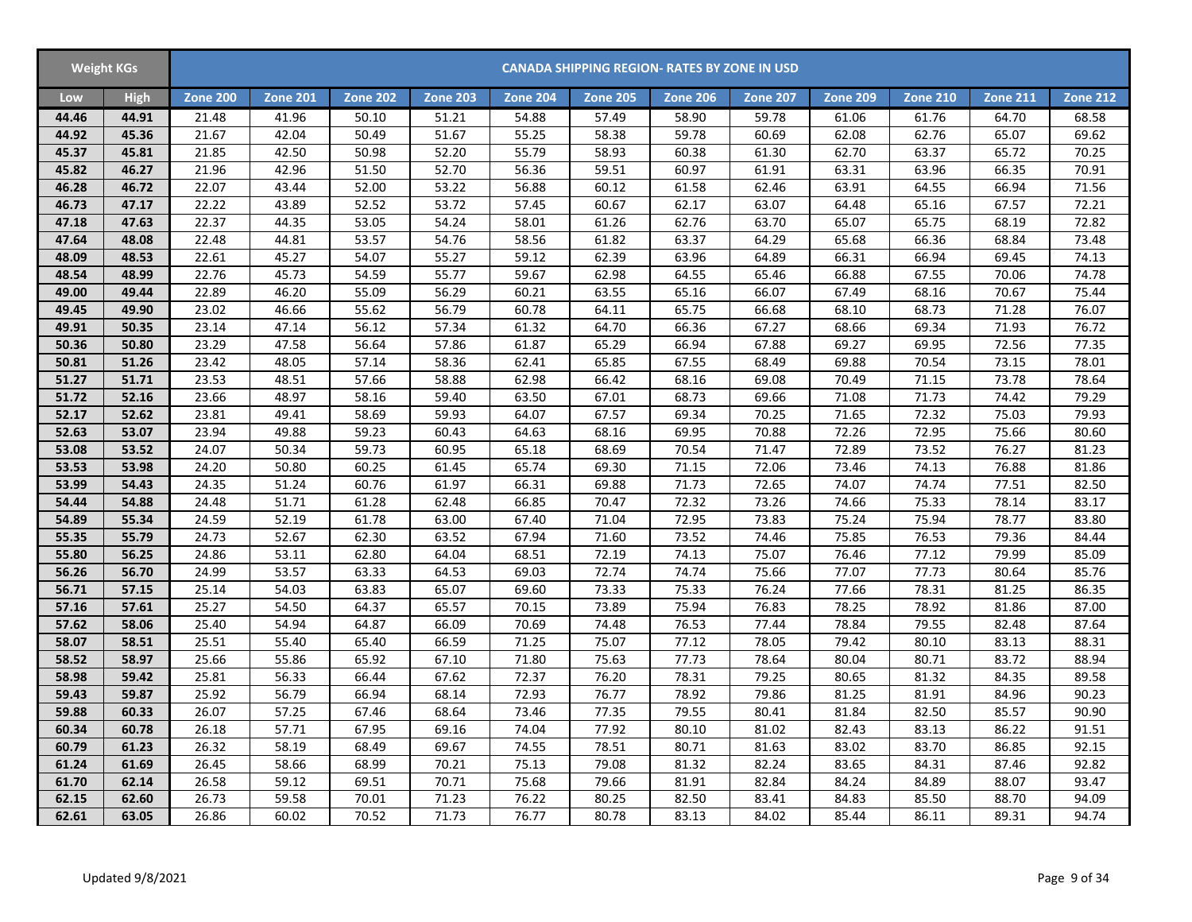| Weight KGs | | CANADA SHIPPING REGION- RATES BY ZONE IN USD | | | | | | | | | | | |
|---|---|---|---|---|---|---|---|---|---|---|---|---|---|
| Low | High | Zone 200 | Zone 201 | Zone 202 | Zone 203 | Zone 204 | Zone 205 | Zone 206 | Zone 207 | Zone 209 | Zone 210 | Zone 211 | Zone 212 |
| 44.46 | 44.91 | 21.48 | 41.96 | 50.10 | 51.21 | 54.88 | 57.49 | 58.90 | 59.78 | 61.06 | 61.76 | 64.70 | 68.58 |
| 44.92 | 45.36 | 21.67 | 42.04 | 50.49 | 51.67 | 55.25 | 58.38 | 59.78 | 60.69 | 62.08 | 62.76 | 65.07 | 69.62 |
| 45.37 | 45.81 | 21.85 | 42.50 | 50.98 | 52.20 | 55.79 | 58.93 | 60.38 | 61.30 | 62.70 | 63.37 | 65.72 | 70.25 |
| 45.82 | 46.27 | 21.96 | 42.96 | 51.50 | 52.70 | 56.36 | 59.51 | 60.97 | 61.91 | 63.31 | 63.96 | 66.35 | 70.91 |
| 46.28 | 46.72 | 22.07 | 43.44 | 52.00 | 53.22 | 56.88 | 60.12 | 61.58 | 62.46 | 63.91 | 64.55 | 66.94 | 71.56 |
| 46.73 | 47.17 | 22.22 | 43.89 | 52.52 | 53.72 | 57.45 | 60.67 | 62.17 | 63.07 | 64.48 | 65.16 | 67.57 | 72.21 |
| 47.18 | 47.63 | 22.37 | 44.35 | 53.05 | 54.24 | 58.01 | 61.26 | 62.76 | 63.70 | 65.07 | 65.75 | 68.19 | 72.82 |
| 47.64 | 48.08 | 22.48 | 44.81 | 53.57 | 54.76 | 58.56 | 61.82 | 63.37 | 64.29 | 65.68 | 66.36 | 68.84 | 73.48 |
| 48.09 | 48.53 | 22.61 | 45.27 | 54.07 | 55.27 | 59.12 | 62.39 | 63.96 | 64.89 | 66.31 | 66.94 | 69.45 | 74.13 |
| 48.54 | 48.99 | 22.76 | 45.73 | 54.59 | 55.77 | 59.67 | 62.98 | 64.55 | 65.46 | 66.88 | 67.55 | 70.06 | 74.78 |
| 49.00 | 49.44 | 22.89 | 46.20 | 55.09 | 56.29 | 60.21 | 63.55 | 65.16 | 66.07 | 67.49 | 68.16 | 70.67 | 75.44 |
| 49.45 | 49.90 | 23.02 | 46.66 | 55.62 | 56.79 | 60.78 | 64.11 | 65.75 | 66.68 | 68.10 | 68.73 | 71.28 | 76.07 |
| 49.91 | 50.35 | 23.14 | 47.14 | 56.12 | 57.34 | 61.32 | 64.70 | 66.36 | 67.27 | 68.66 | 69.34 | 71.93 | 76.72 |
| 50.36 | 50.80 | 23.29 | 47.58 | 56.64 | 57.86 | 61.87 | 65.29 | 66.94 | 67.88 | 69.27 | 69.95 | 72.56 | 77.35 |
| 50.81 | 51.26 | 23.42 | 48.05 | 57.14 | 58.36 | 62.41 | 65.85 | 67.55 | 68.49 | 69.88 | 70.54 | 73.15 | 78.01 |
| 51.27 | 51.71 | 23.53 | 48.51 | 57.66 | 58.88 | 62.98 | 66.42 | 68.16 | 69.08 | 70.49 | 71.15 | 73.78 | 78.64 |
| 51.72 | 52.16 | 23.66 | 48.97 | 58.16 | 59.40 | 63.50 | 67.01 | 68.73 | 69.66 | 71.08 | 71.73 | 74.42 | 79.29 |
| 52.17 | 52.62 | 23.81 | 49.41 | 58.69 | 59.93 | 64.07 | 67.57 | 69.34 | 70.25 | 71.65 | 72.32 | 75.03 | 79.93 |
| 52.63 | 53.07 | 23.94 | 49.88 | 59.23 | 60.43 | 64.63 | 68.16 | 69.95 | 70.88 | 72.26 | 72.95 | 75.66 | 80.60 |
| 53.08 | 53.52 | 24.07 | 50.34 | 59.73 | 60.95 | 65.18 | 68.69 | 70.54 | 71.47 | 72.89 | 73.52 | 76.27 | 81.23 |
| 53.53 | 53.98 | 24.20 | 50.80 | 60.25 | 61.45 | 65.74 | 69.30 | 71.15 | 72.06 | 73.46 | 74.13 | 76.88 | 81.86 |
| 53.99 | 54.43 | 24.35 | 51.24 | 60.76 | 61.97 | 66.31 | 69.88 | 71.73 | 72.65 | 74.07 | 74.74 | 77.51 | 82.50 |
| 54.44 | 54.88 | 24.48 | 51.71 | 61.28 | 62.48 | 66.85 | 70.47 | 72.32 | 73.26 | 74.66 | 75.33 | 78.14 | 83.17 |
| 54.89 | 55.34 | 24.59 | 52.19 | 61.78 | 63.00 | 67.40 | 71.04 | 72.95 | 73.83 | 75.24 | 75.94 | 78.77 | 83.80 |
| 55.35 | 55.79 | 24.73 | 52.67 | 62.30 | 63.52 | 67.94 | 71.60 | 73.52 | 74.46 | 75.85 | 76.53 | 79.36 | 84.44 |
| 55.80 | 56.25 | 24.86 | 53.11 | 62.80 | 64.04 | 68.51 | 72.19 | 74.13 | 75.07 | 76.46 | 77.12 | 79.99 | 85.09 |
| 56.26 | 56.70 | 24.99 | 53.57 | 63.33 | 64.53 | 69.03 | 72.74 | 74.74 | 75.66 | 77.07 | 77.73 | 80.64 | 85.76 |
| 56.71 | 57.15 | 25.14 | 54.03 | 63.83 | 65.07 | 69.60 | 73.33 | 75.33 | 76.24 | 77.66 | 78.31 | 81.25 | 86.35 |
| 57.16 | 57.61 | 25.27 | 54.50 | 64.37 | 65.57 | 70.15 | 73.89 | 75.94 | 76.83 | 78.25 | 78.92 | 81.86 | 87.00 |
| 57.62 | 58.06 | 25.40 | 54.94 | 64.87 | 66.09 | 70.69 | 74.48 | 76.53 | 77.44 | 78.84 | 79.55 | 82.48 | 87.64 |
| 58.07 | 58.51 | 25.51 | 55.40 | 65.40 | 66.59 | 71.25 | 75.07 | 77.12 | 78.05 | 79.42 | 80.10 | 83.13 | 88.31 |
| 58.52 | 58.97 | 25.66 | 55.86 | 65.92 | 67.10 | 71.80 | 75.63 | 77.73 | 78.64 | 80.04 | 80.71 | 83.72 | 88.94 |
| 58.98 | 59.42 | 25.81 | 56.33 | 66.44 | 67.62 | 72.37 | 76.20 | 78.31 | 79.25 | 80.65 | 81.32 | 84.35 | 89.58 |
| 59.43 | 59.87 | 25.92 | 56.79 | 66.94 | 68.14 | 72.93 | 76.77 | 78.92 | 79.86 | 81.25 | 81.91 | 84.96 | 90.23 |
| 59.88 | 60.33 | 26.07 | 57.25 | 67.46 | 68.64 | 73.46 | 77.35 | 79.55 | 80.41 | 81.84 | 82.50 | 85.57 | 90.90 |
| 60.34 | 60.78 | 26.18 | 57.71 | 67.95 | 69.16 | 74.04 | 77.92 | 80.10 | 81.02 | 82.43 | 83.13 | 86.22 | 91.51 |
| 60.79 | 61.23 | 26.32 | 58.19 | 68.49 | 69.67 | 74.55 | 78.51 | 80.71 | 81.63 | 83.02 | 83.70 | 86.85 | 92.15 |
| 61.24 | 61.69 | 26.45 | 58.66 | 68.99 | 70.21 | 75.13 | 79.08 | 81.32 | 82.24 | 83.65 | 84.31 | 87.46 | 92.82 |
| 61.70 | 62.14 | 26.58 | 59.12 | 69.51 | 70.71 | 75.68 | 79.66 | 81.91 | 82.84 | 84.24 | 84.89 | 88.07 | 93.47 |
| 62.15 | 62.60 | 26.73 | 59.58 | 70.01 | 71.23 | 76.22 | 80.25 | 82.50 | 83.41 | 84.83 | 85.50 | 88.70 | 94.09 |
| 62.61 | 63.05 | 26.86 | 60.02 | 70.52 | 71.73 | 76.77 | 80.78 | 83.13 | 84.02 | 85.44 | 86.11 | 89.31 | 94.74 |

Updated 9/8/2021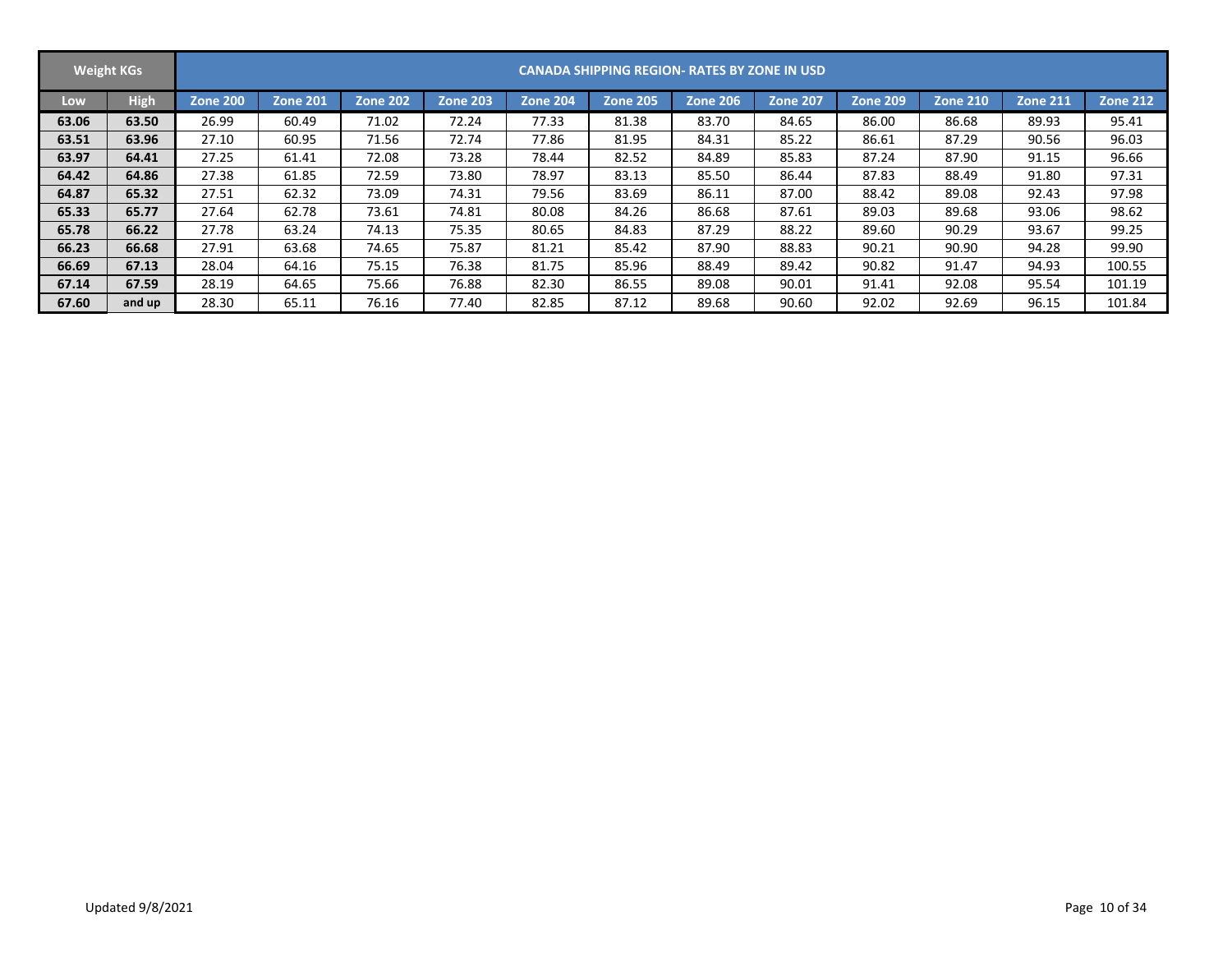| Weight KGs | | CANADA SHIPPING REGION- RATES BY ZONE IN USD | | | | | | | | | | | |
|---|---|---|---|---|---|---|---|---|---|---|---|---|---|
| Low | High | Zone 200 | Zone 201 | Zone 202 | Zone 203 | Zone 204 | Zone 205 | Zone 206 | Zone 207 | Zone 209 | Zone 210 | Zone 211 | Zone 212 |
| 63.06 | 63.50 | 26.99 | 60.49 | 71.02 | 72.24 | 77.33 | 81.38 | 83.70 | 84.65 | 86.00 | 86.68 | 89.93 | 95.41 |
| 63.51 | 63.96 | 27.10 | 60.95 | 71.56 | 72.74 | 77.86 | 81.95 | 84.31 | 85.22 | 86.61 | 87.29 | 90.56 | 96.03 |
| 63.97 | 64.41 | 27.25 | 61.41 | 72.08 | 73.28 | 78.44 | 82.52 | 84.89 | 85.83 | 87.24 | 87.90 | 91.15 | 96.66 |
| 64.42 | 64.86 | 27.38 | 61.85 | 72.59 | 73.80 | 78.97 | 83.13 | 85.50 | 86.44 | 87.83 | 88.49 | 91.80 | 97.31 |
| 64.87 | 65.32 | 27.51 | 62.32 | 73.09 | 74.31 | 79.56 | 83.69 | 86.11 | 87.00 | 88.42 | 89.08 | 92.43 | 97.98 |
| 65.33 | 65.77 | 27.64 | 62.78 | 73.61 | 74.81 | 80.08 | 84.26 | 86.68 | 87.61 | 89.03 | 89.68 | 93.06 | 98.62 |
| 65.78 | 66.22 | 27.78 | 63.24 | 74.13 | 75.35 | 80.65 | 84.83 | 87.29 | 88.22 | 89.60 | 90.29 | 93.67 | 99.25 |
| 66.23 | 66.68 | 27.91 | 63.68 | 74.65 | 75.87 | 81.21 | 85.42 | 87.90 | 88.83 | 90.21 | 90.90 | 94.28 | 99.90 |
| 66.69 | 67.13 | 28.04 | 64.16 | 75.15 | 76.38 | 81.75 | 85.96 | 88.49 | 89.42 | 90.82 | 91.47 | 94.93 | 100.55 |
| 67.14 | 67.59 | 28.19 | 64.65 | 75.66 | 76.88 | 82.30 | 86.55 | 89.08 | 90.01 | 91.41 | 92.08 | 95.54 | 101.19 |
| 67.60 | and up | 28.30 | 65.11 | 76.16 | 77.40 | 82.85 | 87.12 | 89.68 | 90.60 | 92.02 | 92.69 | 96.15 | 101.84 |

Updated 9/8/2021